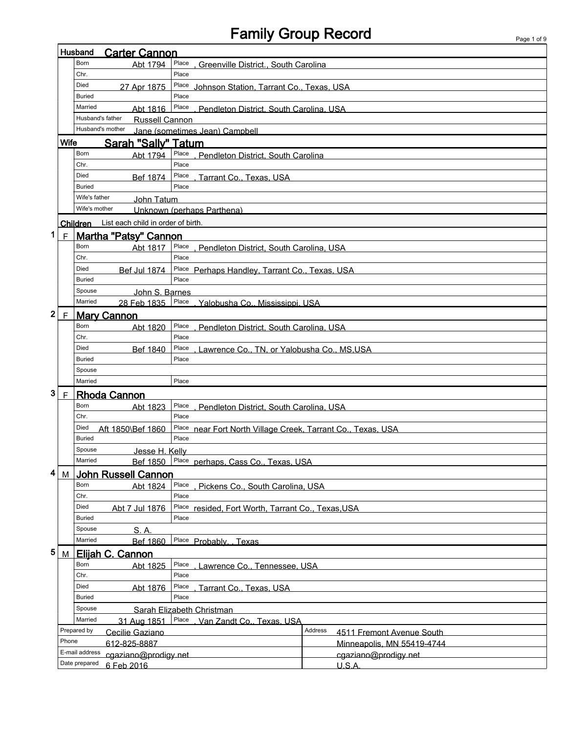# Family Group Record

## Husband: Carter Cannon

| | | | |
|---|---|---|---|
| Born | Abt 1794 | Place | , Greenville District., South Carolina |
| Chr. | | Place | |
| Died | 27 Apr 1875 | Place | Johnson Station, Tarrant Co., Texas, USA |
| Buried | | Place | |
| Married | Abt 1816 | Place | , Pendleton District, South Carolina, USA |
| Husband's father | Russell Cannon | | |
| Husband's mother | Jane (sometimes Jean) Campbell | | |

## Wife: Sarah "Sally" Tatum

| | | | |
|---|---|---|---|
| Born | Abt 1794 | Place | , Pendleton District, South Carolina |
| Chr. | | Place | |
| Died | Bef 1874 | Place | , Tarrant Co., Texas, USA |
| Buried | | Place | |
| Wife's father | John Tatum | | |
| Wife's mother | Unknown (perhaps Parthena) | | |

## Children

List each child in order of birth.

### 1 F Martha "Patsy" Cannon

| | | | |
|---|---|---|---|
| Born | Abt 1817 | Place | , Pendleton District, South Carolina, USA |
| Chr. | | Place | |
| Died | Bef Jul 1874 | Place | Perhaps Handley, Tarrant Co., Texas, USA |
| Buried | | Place | |
| Spouse | John S. Barnes | | |
| Married | 28 Feb 1835 | Place | , Yalobusha Co., Mississippi, USA |

### 2 F Mary Cannon

| | | | |
|---|---|---|---|
| Born | Abt 1820 | Place | , Pendleton District, South Carolina, USA |
| Chr. | | Place | |
| Died | Bef 1840 | Place | , Lawrence Co., TN, or Yalobusha Co., MS,USA |
| Buried | | Place | |
| Spouse | | | |
| Married | | Place | |

### 3 F Rhoda Cannon

| | | | |
|---|---|---|---|
| Born | Abt 1823 | Place | , Pendleton District, South Carolina, USA |
| Chr. | | Place | |
| Died | Aft 1850\Bef 1860 | Place | near Fort North Village Creek, Tarrant Co., Texas, USA |
| Buried | | Place | |
| Spouse | Jesse H. Kelly | | |
| Married | Bef 1850 | Place | perhaps, Cass Co., Texas, USA |

### 4 M John Russell Cannon

| | | | |
|---|---|---|---|
| Born | Abt 1824 | Place | , Pickens Co., South Carolina, USA |
| Chr. | | Place | |
| Died | Abt 7 Jul 1876 | Place | resided, Fort Worth, Tarrant Co., Texas,USA |
| Buried | | Place | |
| Spouse | S. A. | | |
| Married | Bef 1860 | Place | Probably, , Texas |

### 5 M Elijah C. Cannon

| | | | |
|---|---|---|---|
| Born | Abt 1825 | Place | , Lawrence Co., Tennessee, USA |
| Chr. | | Place | |
| Died | Abt 1876 | Place | , Tarrant Co., Texas, USA |
| Buried | | Place | |
| Spouse | Sarah Elizabeth Christman | | |
| Married | 31 Aug 1851 | Place | , Van Zandt Co., Texas, USA |

| | | | |
|---|---|---|---|
| Prepared by | Cecilie Gaziano | Address | 4511 Fremont Avenue South |
| Phone | 612-825-8887 | | Minneapolis, MN 55419-4744 |
| E-mail address | cgaziano@prodigy.net | | cgaziano@prodigy.net |
| Date prepared | 6 Feb 2016 | | U.S.A. |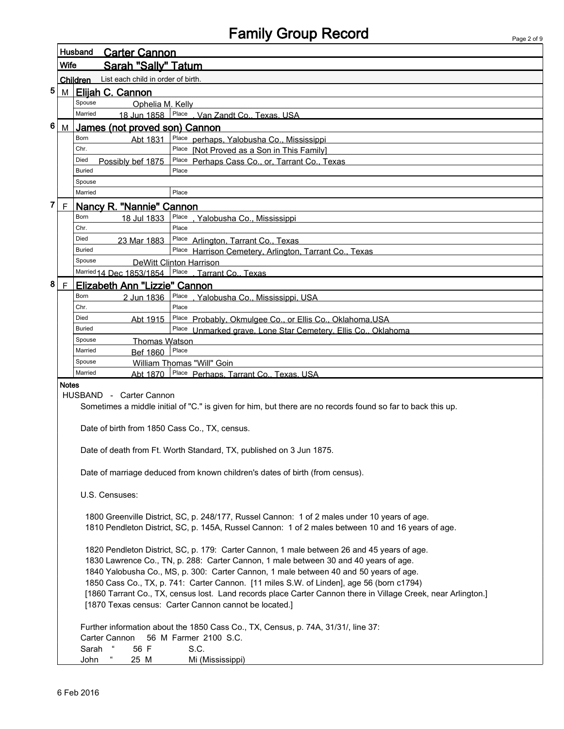# Family Group Record

**Husband** Carter Cannon

**Wife** Sarah "Sally" Tatum

**Children** List each child in order of birth.

## 5 M Elijah C. Cannon

| | | | |
|---|---|---|---|
| Spouse | Ophelia M. Kelly | | |
| Married | 18 Jun 1858 | Place | , Van Zandt Co., Texas, USA |

## 6 M James (not proved son) Cannon

| | | | |
|---|---|---|---|
| Born | Abt 1831 | Place | perhaps, Yalobusha Co., Mississippi |
| Chr. | | Place | [Not Proved as a Son in This Family] |
| Died | Possibly bef 1875 | Place | Perhaps Cass Co., or, Tarrant Co., Texas |
| Buried | | Place | |
| Spouse | | | |
| Married | | Place | |

## 7 F Nancy R. "Nannie" Cannon

| | | | |
|---|---|---|---|
| Born | 18 Jul 1833 | Place | , Yalobusha Co., Mississippi |
| Chr. | | Place | |
| Died | 23 Mar 1883 | Place | Arlington, Tarrant Co., Texas |
| Buried | | Place | Harrison Cemetery, Arlington, Tarrant Co., Texas |
| Spouse | DeWitt Clinton Harrison | | |
| Married | 14 Dec 1853/1854 | Place | , Tarrant Co., Texas |

## 8 F Elizabeth Ann "Lizzie" Cannon

| | | | |
|---|---|---|---|
| Born | 2 Jun 1836 | Place | , Yalobusha Co., Mississippi, USA |
| Chr. | | Place | |
| Died | Abt 1915 | Place | Probably, Okmulgee Co., or Ellis Co., Oklahoma,USA |
| Buried | | Place | Unmarked grave, Lone Star Cemetery, Ellis Co., Oklahoma |
| Spouse | Thomas Watson | | |
| Married | Bef 1860 | Place | |
| Spouse | William Thomas "Will" Goin | | |
| Married | Abt 1870 | Place | Perhaps, Tarrant Co., Texas, USA |

**Notes**

HUSBAND - Carter Cannon

Sometimes a middle initial of "C." is given for him, but there are no records found so far to back this up.

Date of birth from 1850 Cass Co., TX, census.

Date of death from Ft. Worth Standard, TX, published on 3 Jun 1875.

Date of marriage deduced from known children's dates of birth (from census).

U.S. Censuses:

1800 Greenville District, SC, p. 248/177, Russel Cannon: 1 of 2 males under 10 years of age.
1810 Pendleton District, SC, p. 145A, Russel Cannon: 1 of 2 males between 10 and 16 years of age.

1820 Pendleton District, SC, p. 179: Carter Cannon, 1 male between 26 and 45 years of age.
1830 Lawrence Co., TN, p. 288: Carter Cannon, 1 male between 30 and 40 years of age.
1840 Yalobusha Co., MS, p. 300: Carter Cannon, 1 male between 40 and 50 years of age.
1850 Cass Co., TX, p. 741: Carter Cannon. [11 miles S.W. of Linden], age 56 (born c1794)
[1860 Tarrant Co., TX, census lost. Land records place Carter Cannon there in Village Creek, near Arlington.]
[1870 Texas census: Carter Cannon cannot be located.]

Further information about the 1850 Cass Co., TX, Census, p. 74A, 31/31/, line 37:

| | | | | | |
|---|---|---|---|---|---|
| Carter Cannon | | 56 | M | Farmer 2100 | S.C. |
| Sarah | " | 56 | F | | S.C. |
| John | " | 25 | M | | Mi (Mississippi) |

6 Feb 2016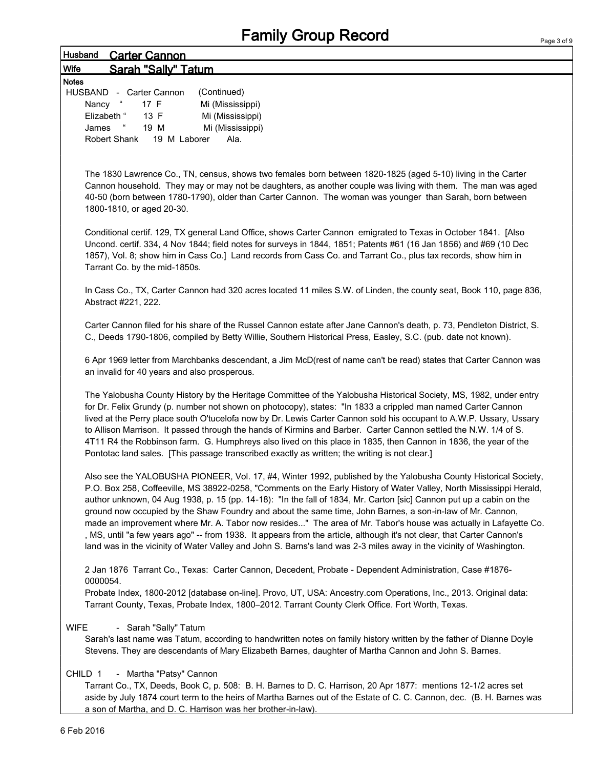# Family Group Record

**Husband** Carter Cannon

**Wife** Sarah "Sally" Tatum

**Notes**

HUSBAND - Carter Cannon (Continued)

| | | | |
|---|---|---|---|
| Nancy " | 17 F | | Mi (Mississippi) |
| Elizabeth " | 13 F | | Mi (Mississippi) |
| James " | 19 M | | Mi (Mississippi) |
| Robert Shank | 19 M | Laborer | Ala. |

The 1830 Lawrence Co., TN, census, shows two females born between 1820-1825 (aged 5-10) living in the Carter Cannon household. They may or may not be daughters, as another couple was living with them. The man was aged 40-50 (born between 1780-1790), older than Carter Cannon. The woman was younger than Sarah, born between 1800-1810, or aged 20-30.

Conditional certif. 129, TX general Land Office, shows Carter Cannon emigrated to Texas in October 1841. [Also Uncond. certif. 334, 4 Nov 1844; field notes for surveys in 1844, 1851; Patents #61 (16 Jan 1856) and #69 (10 Dec 1857), Vol. 8; show him in Cass Co.] Land records from Cass Co. and Tarrant Co., plus tax records, show him in Tarrant Co. by the mid-1850s.

In Cass Co., TX, Carter Cannon had 320 acres located 11 miles S.W. of Linden, the county seat, Book 110, page 836, Abstract #221, 222.

Carter Cannon filed for his share of the Russel Cannon estate after Jane Cannon's death, p. 73, Pendleton District, S. C., Deeds 1790-1806, compiled by Betty Willie, Southern Historical Press, Easley, S.C. (pub. date not known).

6 Apr 1969 letter from Marchbanks descendant, a Jim McD(rest of name can't be read) states that Carter Cannon was an invalid for 40 years and also prosperous.

The Yalobusha County History by the Heritage Committee of the Yalobusha Historical Society, MS, 1982, under entry for Dr. Felix Grundy (p. number not shown on photocopy), states: "In 1833 a crippled man named Carter Cannon lived at the Perry place south O'tucelofa now by Dr. Lewis Carter Cannon sold his occupant to A.W.P. Ussary, Ussary to Allison Marrison. It passed through the hands of Kirmins and Barber. Carter Cannon settled the N.W. 1/4 of S. 4T11 R4 the Robbinson farm. G. Humphreys also lived on this place in 1835, then Cannon in 1836, the year of the Pontotac land sales. [This passage transcribed exactly as written; the writing is not clear.]

Also see the YALOBUSHA PIONEER, Vol. 17, #4, Winter 1992, published by the Yalobusha County Historical Society, P.O. Box 258, Coffeeville, MS 38922-0258, "Comments on the Early History of Water Valley, North Mississippi Herald, author unknown, 04 Aug 1938, p. 15 (pp. 14-18): "In the fall of 1834, Mr. Carton [sic] Cannon put up a cabin on the ground now occupied by the Shaw Foundry and about the same time, John Barnes, a son-in-law of Mr. Cannon, made an improvement where Mr. A. Tabor now resides..." The area of Mr. Tabor's house was actually in Lafayette Co. , MS, until "a few years ago" -- from 1938. It appears from the article, although it's not clear, that Carter Cannon's land was in the vicinity of Water Valley and John S. Barns's land was 2-3 miles away in the vicinity of Washington.

2 Jan 1876 Tarrant Co., Texas: Carter Cannon, Decedent, Probate - Dependent Administration, Case #1876-0000054.
Probate Index, 1800-2012 [database on-line]. Provo, UT, USA: Ancestry.com Operations, Inc., 2013. Original data: Tarrant County, Texas, Probate Index, 1800–2012. Tarrant County Clerk Office. Fort Worth, Texas.

WIFE - Sarah "Sally" Tatum

Sarah's last name was Tatum, according to handwritten notes on family history written by the father of Dianne Doyle Stevens. They are descendants of Mary Elizabeth Barnes, daughter of Martha Cannon and John S. Barnes.

CHILD 1 - Martha "Patsy" Cannon

Tarrant Co., TX, Deeds, Book C, p. 508: B. H. Barnes to D. C. Harrison, 20 Apr 1877: mentions 12-1/2 acres set aside by July 1874 court term to the heirs of Martha Barnes out of the Estate of C. C. Cannon, dec. (B. H. Barnes was a son of Martha, and D. C. Harrison was her brother-in-law).

6 Feb 2016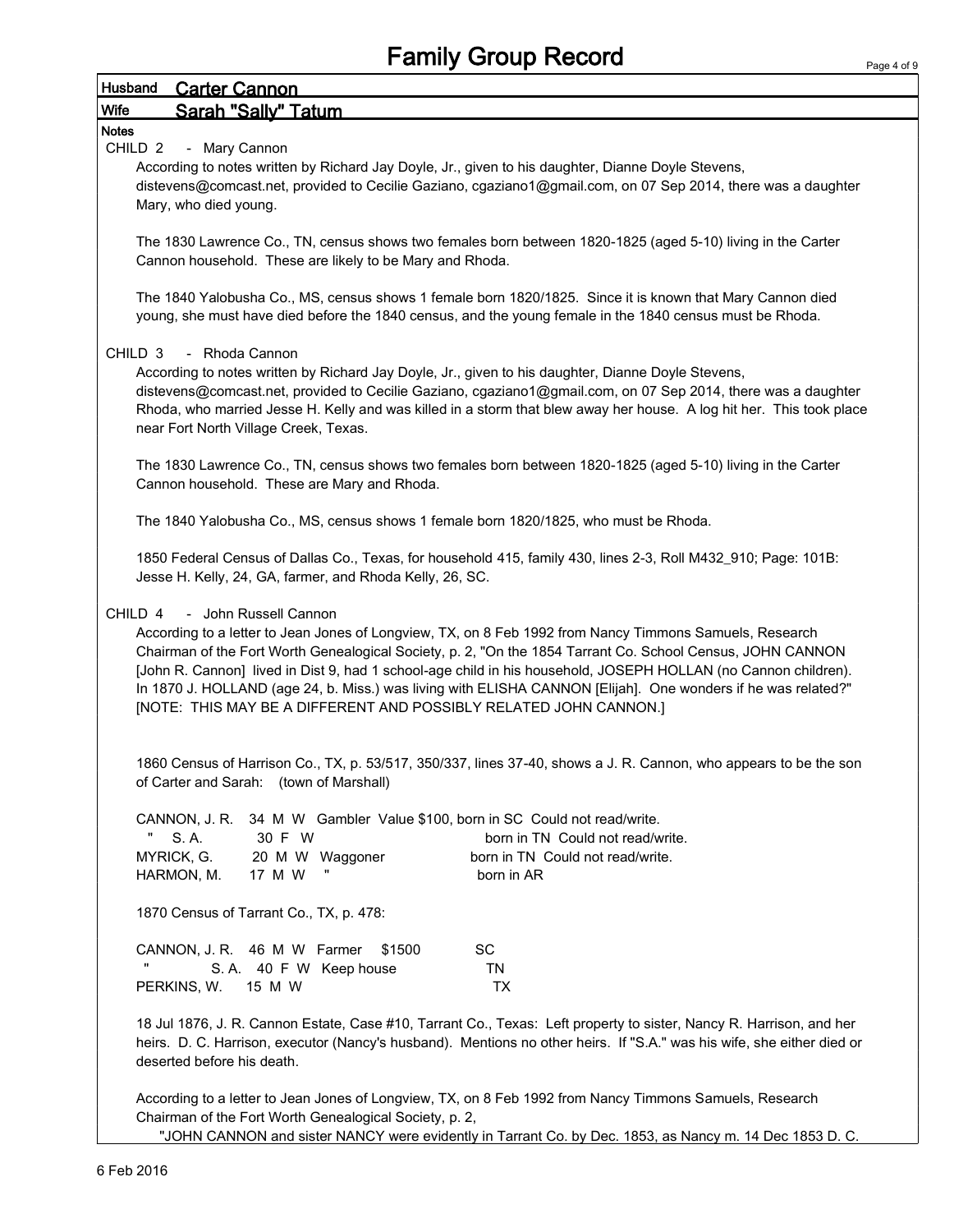# Family Group Record

**Husband** Carter Cannon

**Wife** Sarah "Sally" Tatum

**Notes**

CHILD 2 - Mary Cannon

According to notes written by Richard Jay Doyle, Jr., given to his daughter, Dianne Doyle Stevens, distevens@comcast.net, provided to Cecilie Gaziano, cgaziano1@gmail.com, on 07 Sep 2014, there was a daughter Mary, who died young.

The 1830 Lawrence Co., TN, census shows two females born between 1820-1825 (aged 5-10) living in the Carter Cannon household. These are likely to be Mary and Rhoda.

The 1840 Yalobusha Co., MS, census shows 1 female born 1820/1825. Since it is known that Mary Cannon died young, she must have died before the 1840 census, and the young female in the 1840 census must be Rhoda.

CHILD 3 - Rhoda Cannon

According to notes written by Richard Jay Doyle, Jr., given to his daughter, Dianne Doyle Stevens, distevens@comcast.net, provided to Cecilie Gaziano, cgaziano1@gmail.com, on 07 Sep 2014, there was a daughter Rhoda, who married Jesse H. Kelly and was killed in a storm that blew away her house. A log hit her. This took place near Fort North Village Creek, Texas.

The 1830 Lawrence Co., TN, census shows two females born between 1820-1825 (aged 5-10) living in the Carter Cannon household. These are Mary and Rhoda.

The 1840 Yalobusha Co., MS, census shows 1 female born 1820/1825, who must be Rhoda.

1850 Federal Census of Dallas Co., Texas, for household 415, family 430, lines 2-3, Roll M432_910; Page: 101B: Jesse H. Kelly, 24, GA, farmer, and Rhoda Kelly, 26, SC.

CHILD 4 - John Russell Cannon

According to a letter to Jean Jones of Longview, TX, on 8 Feb 1992 from Nancy Timmons Samuels, Research Chairman of the Fort Worth Genealogical Society, p. 2, "On the 1854 Tarrant Co. School Census, JOHN CANNON [John R. Cannon] lived in Dist 9, had 1 school-age child in his household, JOSEPH HOLLAN (no Cannon children). In 1870 J. HOLLAND (age 24, b. Miss.) was living with ELISHA CANNON [Elijah]. One wonders if he was related?" [NOTE: THIS MAY BE A DIFFERENT AND POSSIBLY RELATED JOHN CANNON.]

1860 Census of Harrison Co., TX, p. 53/517, 350/337, lines 37-40, shows a J. R. Cannon, who appears to be the son of Carter and Sarah: (town of Marshall)

CANNON, J. R. 34 M W Gambler Value $100, born in SC Could not read/write.
" S. A. 30 F W born in TN Could not read/write.
MYRICK, G. 20 M W Waggoner born in TN Could not read/write.
HARMON, M. 17 M W " born in AR

1870 Census of Tarrant Co., TX, p. 478:

CANNON, J. R. 46 M W Farmer $1500 SC
" S. A. 40 F W Keep house TN
PERKINS, W. 15 M W TX

18 Jul 1876, J. R. Cannon Estate, Case #10, Tarrant Co., Texas: Left property to sister, Nancy R. Harrison, and her heirs. D. C. Harrison, executor (Nancy's husband). Mentions no other heirs. If "S.A." was his wife, she either died or deserted before his death.

According to a letter to Jean Jones of Longview, TX, on 8 Feb 1992 from Nancy Timmons Samuels, Research Chairman of the Fort Worth Genealogical Society, p. 2,

"JOHN CANNON and sister NANCY were evidently in Tarrant Co. by Dec. 1853, as Nancy m. 14 Dec 1853 D. C.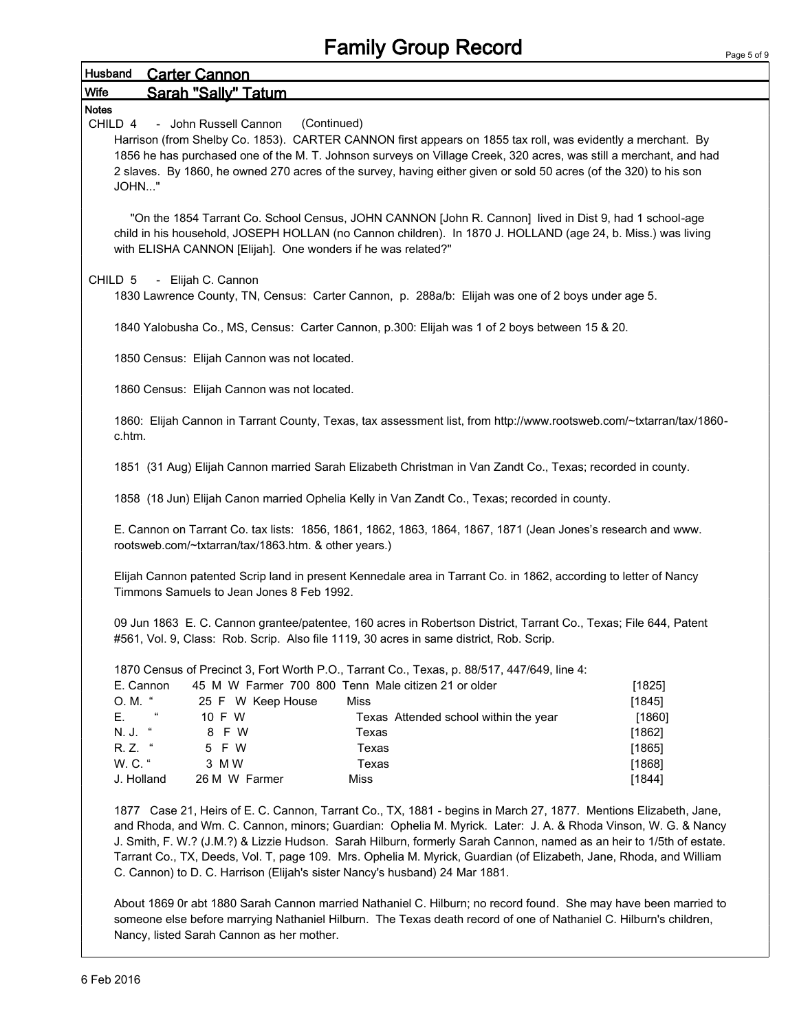# Family Group Record

**Husband** Carter Cannon

**Wife** Sarah "Sally" Tatum

**Notes**

CHILD 4 - John Russell Cannon (Continued)

Harrison (from Shelby Co. 1853). CARTER CANNON first appears on 1855 tax roll, was evidently a merchant. By 1856 he has purchased one of the M. T. Johnson surveys on Village Creek, 320 acres, was still a merchant, and had 2 slaves. By 1860, he owned 270 acres of the survey, having either given or sold 50 acres (of the 320) to his son JOHN..."

"On the 1854 Tarrant Co. School Census, JOHN CANNON [John R. Cannon] lived in Dist 9, had 1 school-age child in his household, JOSEPH HOLLAN (no Cannon children). In 1870 J. HOLLAND (age 24, b. Miss.) was living with ELISHA CANNON [Elijah]. One wonders if he was related?"

CHILD 5 - Elijah C. Cannon

1830 Lawrence County, TN, Census: Carter Cannon, p. 288a/b: Elijah was one of 2 boys under age 5.

1840 Yalobusha Co., MS, Census: Carter Cannon, p.300: Elijah was 1 of 2 boys between 15 & 20.

1850 Census: Elijah Cannon was not located.

1860 Census: Elijah Cannon was not located.

1860: Elijah Cannon in Tarrant County, Texas, tax assessment list, from http://www.rootsweb.com/~txtarran/tax/1860-c.htm.

1851 (31 Aug) Elijah Cannon married Sarah Elizabeth Christman in Van Zandt Co., Texas; recorded in county.

1858 (18 Jun) Elijah Canon married Ophelia Kelly in Van Zandt Co., Texas; recorded in county.

E. Cannon on Tarrant Co. tax lists: 1856, 1861, 1862, 1863, 1864, 1867, 1871 (Jean Jones's research and www. rootsweb.com/~txtarran/tax/1863.htm. & other years.)

Elijah Cannon patented Scrip land in present Kennedale area in Tarrant Co. in 1862, according to letter of Nancy Timmons Samuels to Jean Jones 8 Feb 1992.

09 Jun 1863 E. C. Cannon grantee/patentee, 160 acres in Robertson District, Tarrant Co., Texas; File 644, Patent #561, Vol. 9, Class: Rob. Scrip. Also file 1119, 30 acres in same district, Rob. Scrip.

1870 Census of Precinct 3, Fort Worth P.O., Tarrant Co., Texas, p. 88/517, 447/649, line 4:

| | | | |
|---|---|---|---|
| E. Cannon | 45 M W Farmer 700 800 | Tenn Male citizen 21 or older | [1825] |
| O. M. " | 25 F W Keep House | Miss | [1845] |
| E. " | 10 F W | Texas Attended school within the year | [1860] |
| N. J. " | 8 F W | Texas | [1862] |
| R. Z. " | 5 F W | Texas | [1865] |
| W. C. " | 3 M W | Texas | [1868] |
| J. Holland | 26 M W Farmer | Miss | [1844] |

1877 Case 21, Heirs of E. C. Cannon, Tarrant Co., TX, 1881 - begins in March 27, 1877. Mentions Elizabeth, Jane, and Rhoda, and Wm. C. Cannon, minors; Guardian: Ophelia M. Myrick. Later: J. A. & Rhoda Vinson, W. G. & Nancy J. Smith, F. W.? (J.M.?) & Lizzie Hudson. Sarah Hilburn, formerly Sarah Cannon, named as an heir to 1/5th of estate. Tarrant Co., TX, Deeds, Vol. T, page 109. Mrs. Ophelia M. Myrick, Guardian (of Elizabeth, Jane, Rhoda, and William C. Cannon) to D. C. Harrison (Elijah's sister Nancy's husband) 24 Mar 1881.

About 1869 0r abt 1880 Sarah Cannon married Nathaniel C. Hilburn; no record found. She may have been married to someone else before marrying Nathaniel Hilburn. The Texas death record of one of Nathaniel C. Hilburn's children, Nancy, listed Sarah Cannon as her mother.

6 Feb 2016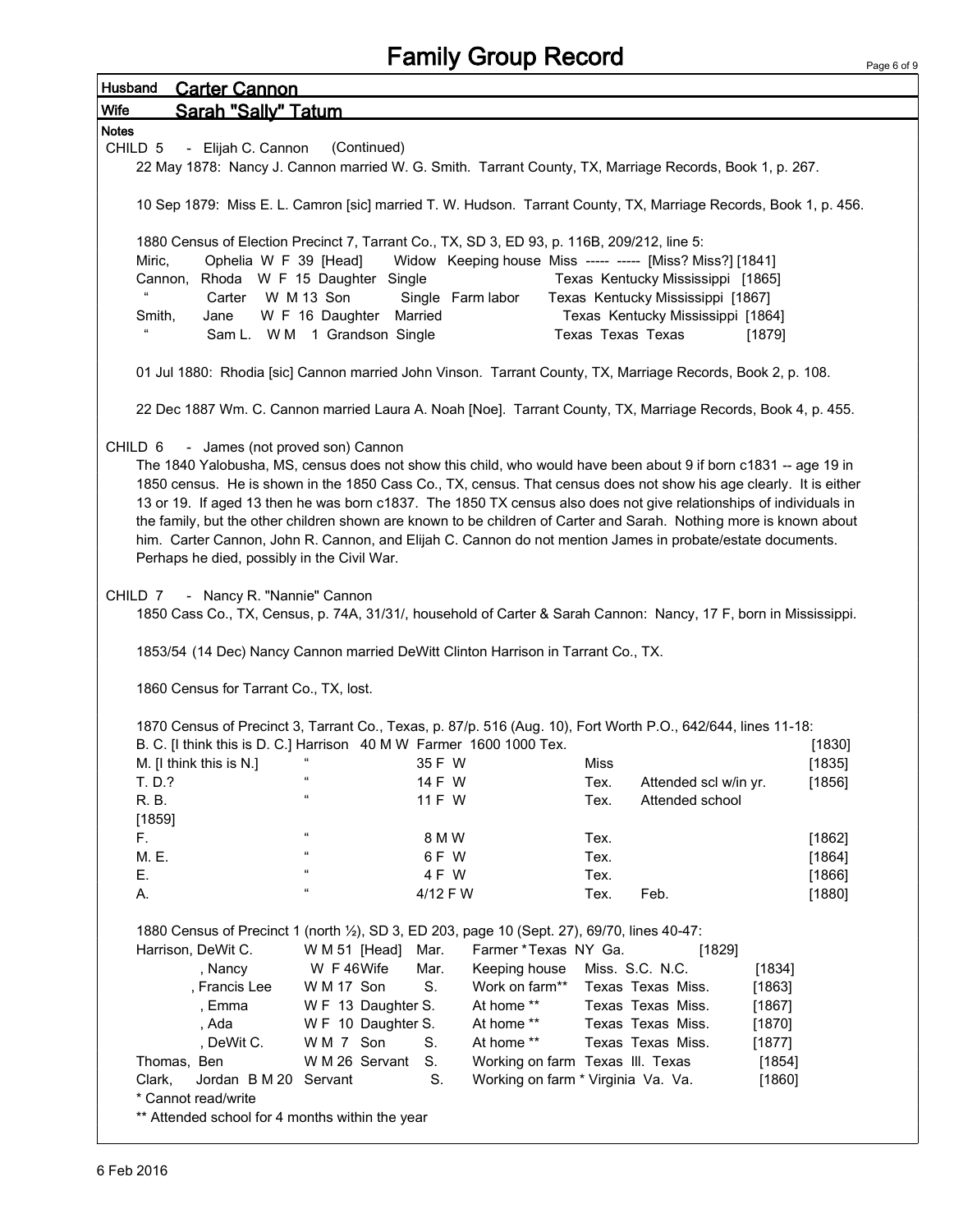# Family Group Record

**Husband** Carter Cannon

**Wife** Sarah "Sally" Tatum

**Notes**

CHILD 5 - Elijah C. Cannon (Continued)

22 May 1878: Nancy J. Cannon married W. G. Smith. Tarrant County, TX, Marriage Records, Book 1, p. 267.

10 Sep 1879: Miss E. L. Camron [sic] married T. W. Hudson. Tarrant County, TX, Marriage Records, Book 1, p. 456.

1880 Census of Election Precinct 7, Tarrant Co., TX, SD 3, ED 93, p. 116B, 209/212, line 5:

| | | | | | | | |
|---|---|---|---|---|---|---|---|
| Miric, | Ophelia | W F 39 [Head] | Widow | Keeping house | Miss ----- ----- [Miss? Miss?] | [1841] |
| Cannon, | Rhoda | W F 15 Daughter | Single | | Texas Kentucky Mississippi | [1865] |
| " | Carter | W M 13 Son | Single | Farm labor | Texas Kentucky Mississippi | [1867] |
| Smith, | Jane | W F 16 Daughter | Married | | Texas Kentucky Mississippi | [1864] |
| " | Sam L. | W M 1 Grandson | Single | | Texas Texas Texas | [1879] |

01 Jul 1880: Rhodia [sic] Cannon married John Vinson. Tarrant County, TX, Marriage Records, Book 2, p. 108.

22 Dec 1887 Wm. C. Cannon married Laura A. Noah [Noe]. Tarrant County, TX, Marriage Records, Book 4, p. 455.

CHILD 6 - James (not proved son) Cannon

The 1840 Yalobusha, MS, census does not show this child, who would have been about 9 if born c1831 -- age 19 in 1850 census. He is shown in the 1850 Cass Co., TX, census. That census does not show his age clearly. It is either 13 or 19. If aged 13 then he was born c1837. The 1850 TX census also does not give relationships of individuals in the family, but the other children shown are known to be children of Carter and Sarah. Nothing more is known about him. Carter Cannon, John R. Cannon, and Elijah C. Cannon do not mention James in probate/estate documents. Perhaps he died, possibly in the Civil War.

CHILD 7 - Nancy R. "Nannie" Cannon

1850 Cass Co., TX, Census, p. 74A, 31/31/, household of Carter & Sarah Cannon: Nancy, 17 F, born in Mississippi.

1853/54 (14 Dec) Nancy Cannon married DeWitt Clinton Harrison in Tarrant Co., TX.

1860 Census for Tarrant Co., TX, lost.

1870 Census of Precinct 3, Tarrant Co., Texas, p. 87/p. 516 (Aug. 10), Fort Worth P.O., 642/644, lines 11-18:

| | | | | | |
|---|---|---|---|---|---|
| B. C. [I think this is D. C.] Harrison | 40 M W Farmer 1600 1000 Tex. | | | | [1830] |
| M. [I think this is N.] | " | 35 F W | Miss | | [1835] |
| T. D.? | " | 14 F W | Tex. | Attended scl w/in yr. | [1856] |
| R. B. | " | 11 F W | Tex. | Attended school | [1859] |
| F. | " | 8 M W | Tex. | | [1862] |
| M. E. | " | 6 F W | Tex. | | [1864] |
| E. | " | 4 F W | Tex. | | [1866] |
| A. | " | 4/12 F W | Tex. | Feb. | [1880] |

1880 Census of Precinct 1 (north ½), SD 3, ED 203, page 10 (Sept. 27), 69/70, lines 40-47:

| | | | | | |
|---|---|---|---|---|---|
| Harrison, DeWit C. | W M 51 [Head] | Mar. | Farmer *Texas NY Ga. | | [1829] |
| , Nancy | W F 46Wife | Mar. | Keeping house | Miss. S.C. N.C. | [1834] |
| , Francis Lee | W M 17 Son | S. | Work on farm** | Texas Texas Miss. | [1863] |
| , Emma | W F 13 Daughter | S. | At home ** | Texas Texas Miss. | [1867] |
| , Ada | W F 10 Daughter | S. | At home ** | Texas Texas Miss. | [1870] |
| , DeWit C. | W M 7 Son | S. | At home ** | Texas Texas Miss. | [1877] |
| Thomas, Ben | W M 26 Servant | S. | Working on farm | Texas Ill. Texas | [1854] |
| Clark, Jordan | B M 20 Servant | S. | Working on farm * | Virginia Va. Va. | [1860] |

\* Cannot read/write

\*\* Attended school for 4 months within the year

6 Feb 2016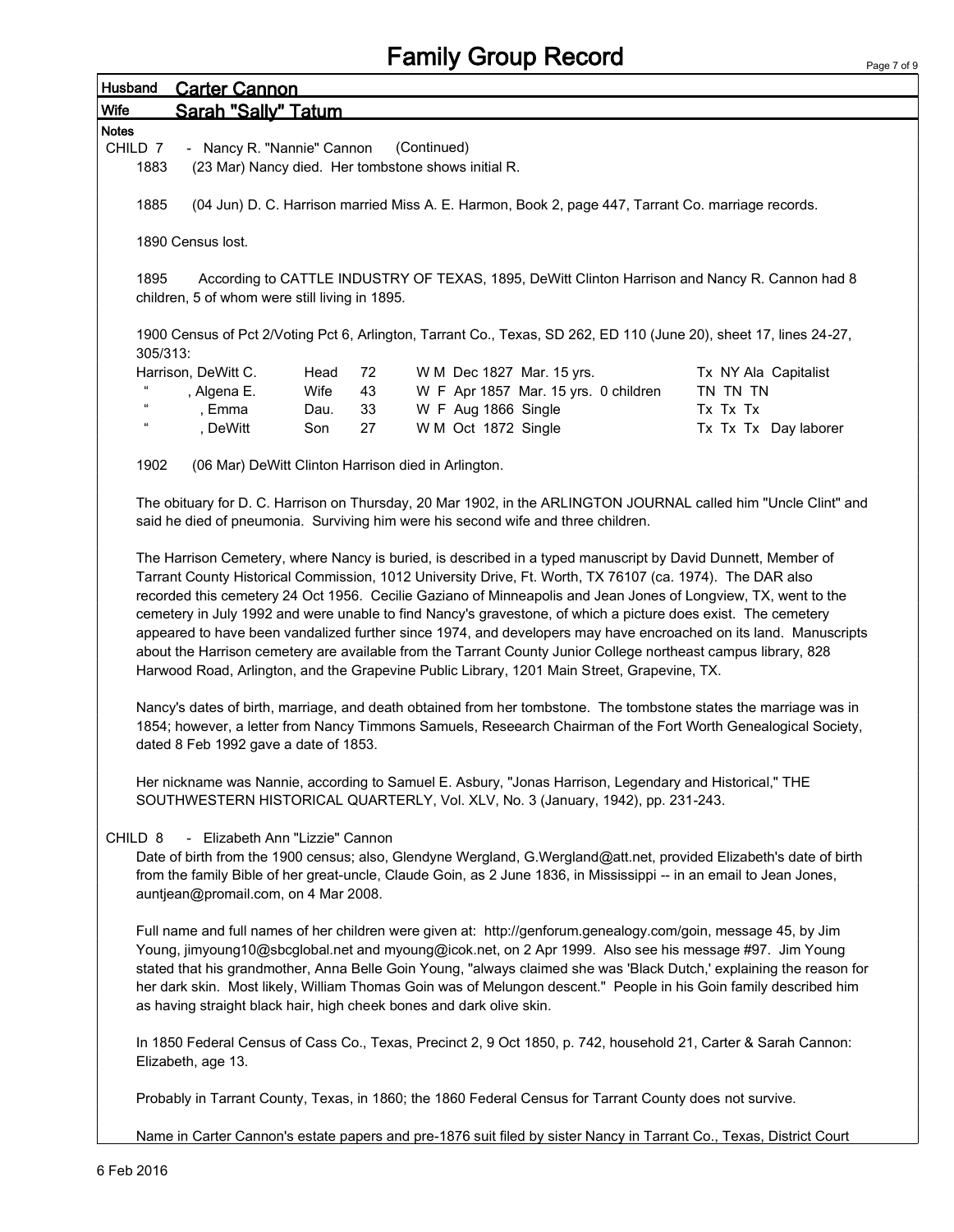# Family Group Record

**Husband** Carter Cannon

**Wife** Sarah "Sally" Tatum

**Notes**

CHILD 7 - Nancy R. "Nannie" Cannon (Continued)

1883 (23 Mar) Nancy died. Her tombstone shows initial R.

1885 (04 Jun) D. C. Harrison married Miss A. E. Harmon, Book 2, page 447, Tarrant Co. marriage records.

1890 Census lost.

1895 According to CATTLE INDUSTRY OF TEXAS, 1895, DeWitt Clinton Harrison and Nancy R. Cannon had 8 children, 5 of whom were still living in 1895.

1900 Census of Pct 2/Voting Pct 6, Arlington, Tarrant Co., Texas, SD 262, ED 110 (June 20), sheet 17, lines 24-27, 305/313:

| Name | Relation | Age | Description | Birthplaces / Occupation |
|---|---|---|---|---|
| Harrison, DeWitt C. | Head | 72 | W M Dec 1827 Mar. 15 yrs. | Tx NY Ala Capitalist |
| " , Algena E. | Wife | 43 | W F Apr 1857 Mar. 15 yrs. 0 children | TN TN TN |
| " , Emma | Dau. | 33 | W F Aug 1866 Single | Tx Tx Tx |
| " , DeWitt | Son | 27 | W M Oct 1872 Single | Tx Tx Tx Day laborer |

1902 (06 Mar) DeWitt Clinton Harrison died in Arlington.

The obituary for D. C. Harrison on Thursday, 20 Mar 1902, in the ARLINGTON JOURNAL called him "Uncle Clint" and said he died of pneumonia. Surviving him were his second wife and three children.

The Harrison Cemetery, where Nancy is buried, is described in a typed manuscript by David Dunnett, Member of Tarrant County Historical Commission, 1012 University Drive, Ft. Worth, TX 76107 (ca. 1974). The DAR also recorded this cemetery 24 Oct 1956. Cecilie Gaziano of Minneapolis and Jean Jones of Longview, TX, went to the cemetery in July 1992 and were unable to find Nancy's gravestone, of which a picture does exist. The cemetery appeared to have been vandalized further since 1974, and developers may have encroached on its land. Manuscripts about the Harrison cemetery are available from the Tarrant County Junior College northeast campus library, 828 Harwood Road, Arlington, and the Grapevine Public Library, 1201 Main Street, Grapevine, TX.

Nancy's dates of birth, marriage, and death obtained from her tombstone. The tombstone states the marriage was in 1854; however, a letter from Nancy Timmons Samuels, Reseearch Chairman of the Fort Worth Genealogical Society, dated 8 Feb 1992 gave a date of 1853.

Her nickname was Nannie, according to Samuel E. Asbury, "Jonas Harrison, Legendary and Historical," THE SOUTHWESTERN HISTORICAL QUARTERLY, Vol. XLV, No. 3 (January, 1942), pp. 231-243.

CHILD 8 - Elizabeth Ann "Lizzie" Cannon

Date of birth from the 1900 census; also, Glendyne Wergland, G.Wergland@att.net, provided Elizabeth's date of birth from the family Bible of her great-uncle, Claude Goin, as 2 June 1836, in Mississippi -- in an email to Jean Jones, auntjean@promail.com, on 4 Mar 2008.

Full name and full names of her children were given at: http://genforum.genealogy.com/goin, message 45, by Jim Young, jimyoung10@sbcglobal.net and myoung@icok.net, on 2 Apr 1999. Also see his message #97. Jim Young stated that his grandmother, Anna Belle Goin Young, "always claimed she was 'Black Dutch,' explaining the reason for her dark skin. Most likely, William Thomas Goin was of Melungon descent." People in his Goin family described him as having straight black hair, high cheek bones and dark olive skin.

In 1850 Federal Census of Cass Co., Texas, Precinct 2, 9 Oct 1850, p. 742, household 21, Carter & Sarah Cannon: Elizabeth, age 13.

Probably in Tarrant County, Texas, in 1860; the 1860 Federal Census for Tarrant County does not survive.

Name in Carter Cannon's estate papers and pre-1876 suit filed by sister Nancy in Tarrant Co., Texas, District Court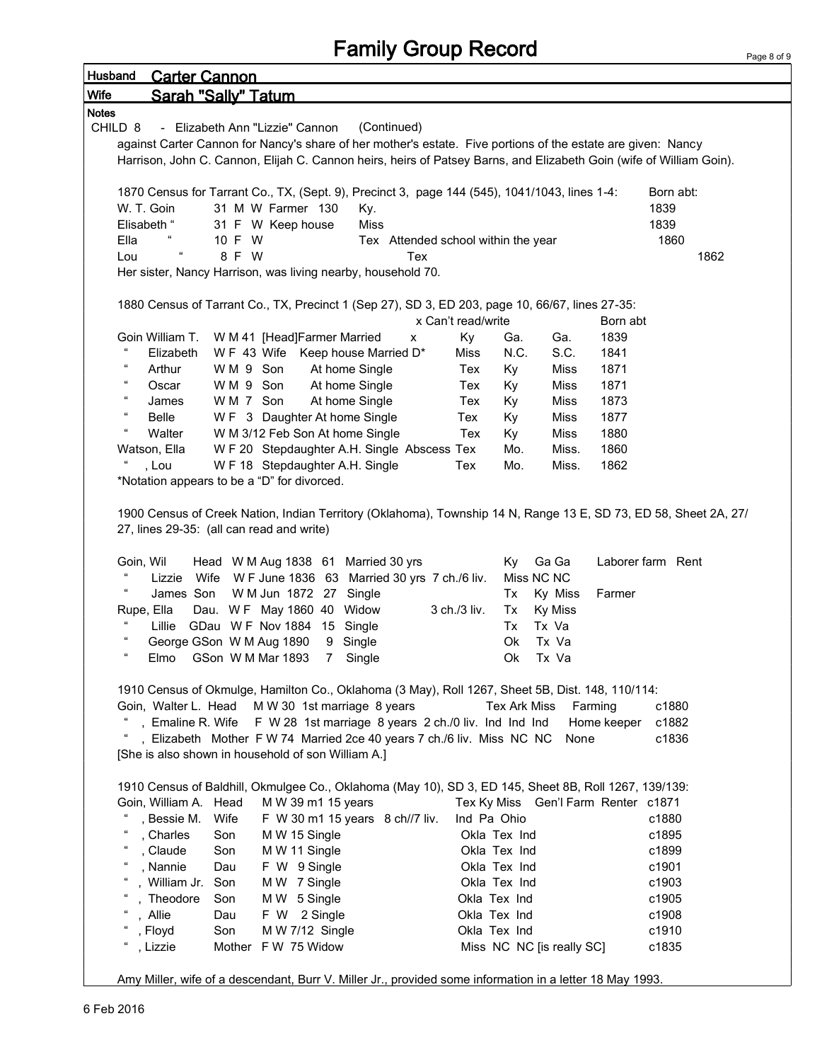# Family Group Record

**Husband** Carter Cannon

**Wife** Sarah "Sally" Tatum

**Notes**

CHILD 8 - Elizabeth Ann "Lizzie" Cannon (Continued)

against Carter Cannon for Nancy's share of her mother's estate. Five portions of the estate are given: Nancy Harrison, John C. Cannon, Elijah C. Cannon heirs, heirs of Patsey Barns, and Elizabeth Goin (wife of William Goin).

1870 Census for Tarrant Co., TX, (Sept. 9), Precinct 3, page 144 (545), 1041/1043, lines 1-4:

| | | | | | Born abt: |
|---|---|---|---|---|---|
| W. T. Goin | 31 M W Farmer 130 | Ky. | | | 1839 |
| Elisabeth " | 31 F W Keep house | Miss | | | 1839 |
| Ella " | 10 F W | | Tex | Attended school within the year | 1860 |
| Lou " | 8 F W | | Tex | | 1862 |

Her sister, Nancy Harrison, was living nearby, household 70.

1880 Census of Tarrant Co., TX, Precinct 1 (Sep 27), SD 3, ED 203, page 10, 66/67, lines 27-35:

| Name | | | x Can't read/write | | | | Born abt |
|---|---|---|---|---|---|---|---|
| Goin William T. | W M 41 [Head]Farmer Married | | x | Ky | Ga. | Ga. | 1839 |
| " Elizabeth | W F 43 Wife Keep house Married D* | | | Miss | N.C. | S.C. | 1841 |
| " Arthur | W M 9 Son | At home Single | | Tex | Ky | Miss | 1871 |
| " Oscar | W M 9 Son | At home Single | | Tex | Ky | Miss | 1871 |
| " James | W M 7 Son | At home Single | | Tex | Ky | Miss | 1873 |
| " Belle | W F 3 Daughter | At home Single | | Tex | Ky | Miss | 1877 |
| " Walter | W M 3/12 Feb Son | At home Single | | Tex | Ky | Miss | 1880 |
| Watson, Ella | W F 20 Stepdaughter | A.H. Single Abscess | | Tex | Mo. | Miss. | 1860 |
| " , Lou | W F 18 Stepdaughter | A.H. Single | | Tex | Mo. | Miss. | 1862 |

*Notation appears to be a "D" for divorced.

1900 Census of Creek Nation, Indian Territory (Oklahoma), Township 14 N, Range 13 E, SD 73, ED 58, Sheet 2A, 27/27, lines 29-35: (all can read and write)

| | | | | | | | |
|---|---|---|---|---|---|---|---|
| Goin, Wil | Head | W M Aug 1838 61 | Married 30 yrs | | Ky Ga Ga | Laborer farm | Rent |
| " Lizzie | Wife | W F June 1836 63 | Married 30 yrs | 7 ch./6 liv. | Miss NC NC | | |
| " James | Son | W M Jun 1872 27 | Single | | Tx Ky Miss | Farmer | |
| Rupe, Ella | Dau. | W F May 1860 40 | Widow | 3 ch./3 liv. | Tx Ky Miss | | |
| " Lillie | GDau | W F Nov 1884 15 | Single | | Tx Tx Va | | |
| " George | GSon | W M Aug 1890 9 | Single | | Ok Tx Va | | |
| " Elmo | GSon | W M Mar 1893 7 | Single | | Ok Tx Va | | |

1910 Census of Okmulge, Hamilton Co., Oklahoma (3 May), Roll 1267, Sheet 5B, Dist. 148, 110/114:

| | | | | | | |
|---|---|---|---|---|---|---|
| Goin, Walter L. | Head | M W 30 1st marriage 8 years | | Tex Ark Miss | Farming | c1880 |
| " , Emaline R. | Wife | F W 28 1st marriage 8 years | 2 ch./0 liv. | Ind Ind Ind | Home keeper | c1882 |
| " , Elizabeth | Mother | F W 74 Married 2ce 40 years | 7 ch./6 liv. | Miss NC NC | None | c1836 |

[She is also shown in household of son William A.]

1910 Census of Baldhill, Okmulgee Co., Oklahoma (May 10), SD 3, ED 145, Sheet 8B, Roll 1267, 139/139:

| | | | | | |
|---|---|---|---|---|---|
| Goin, William A. | Head | M W 39 m1 15 years | Tex Ky Miss | Gen'l Farm Renter | c1871 |
| " , Bessie M. | Wife | F W 30 m1 15 years 8 ch//7 liv. | Ind Pa Ohio | | c1880 |
| " , Charles | Son | M W 15 Single | Okla Tex Ind | | c1895 |
| " , Claude | Son | M W 11 Single | Okla Tex Ind | | c1899 |
| " , Nannie | Dau | F W 9 Single | Okla Tex Ind | | c1901 |
| " , William Jr. | Son | M W 7 Single | Okla Tex Ind | | c1903 |
| " , Theodore | Son | M W 5 Single | Okla Tex Ind | | c1905 |
| " , Allie | Dau | F W 2 Single | Okla Tex Ind | | c1908 |
| " , Floyd | Son | M W 7/12 Single | Okla Tex Ind | | c1910 |
| " , Lizzie | Mother | F W 75 Widow | Miss NC NC [is really SC] | | c1835 |

Amy Miller, wife of a descendant, Burr V. Miller Jr., provided some information in a letter 18 May 1993.

6 Feb 2016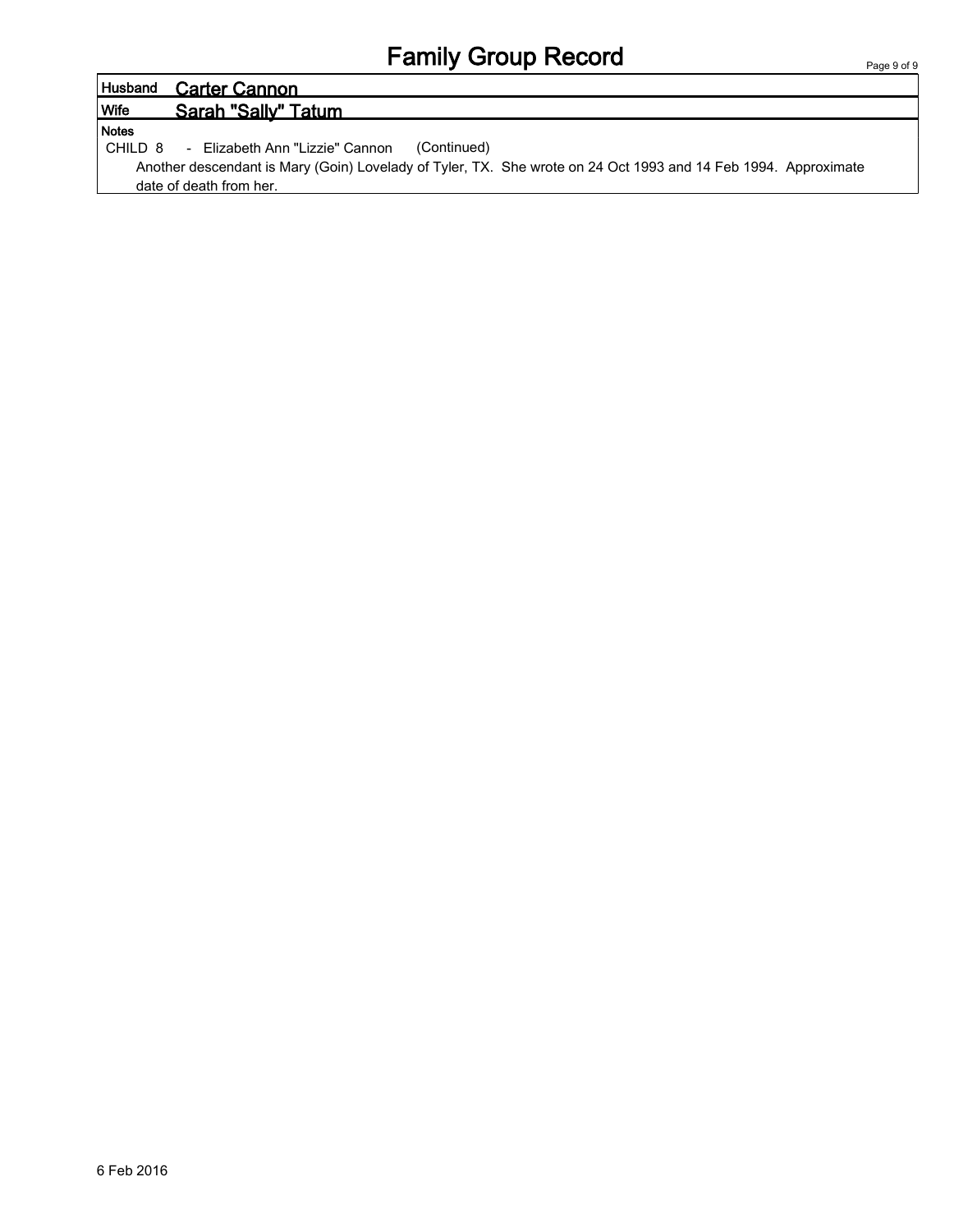# Family Group Record

**Husband** **Carter Cannon**

**Wife** **Sarah "Sally" Tatum**

**Notes**

CHILD 8 - Elizabeth Ann "Lizzie" Cannon (Continued)

Another descendant is Mary (Goin) Lovelady of Tyler, TX. She wrote on 24 Oct 1993 and 14 Feb 1994. Approximate date of death from her.

6 Feb 2016